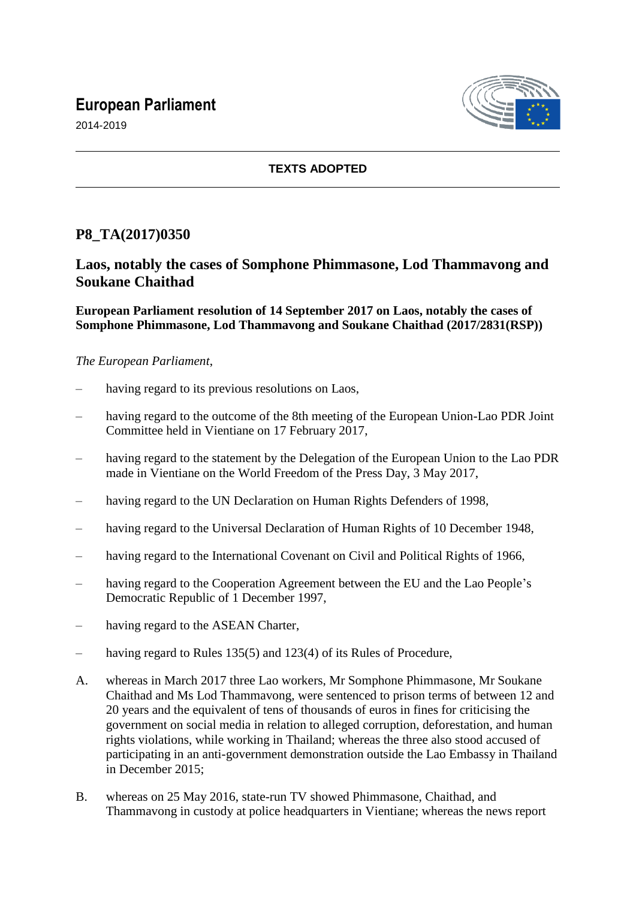# European Parliament

2014-2019

**TEXTS ADOPTED**

## P8_TA(2017)0350

## Laos, notably the cases of Somphone Phimmasone, Lod Thammavong and Soukane Chaithad

**European Parliament resolution of 14 September 2017 on Laos, notably the cases of Somphone Phimmasone, Lod Thammavong and Soukane Chaithad (2017/2831(RSP))**

*The European Parliament*,

– having regard to its previous resolutions on Laos,

– having regard to the outcome of the 8th meeting of the European Union-Lao PDR Joint Committee held in Vientiane on 17 February 2017,

– having regard to the statement by the Delegation of the European Union to the Lao PDR made in Vientiane on the World Freedom of the Press Day, 3 May 2017,

– having regard to the UN Declaration on Human Rights Defenders of 1998,

– having regard to the Universal Declaration of Human Rights of 10 December 1948,

– having regard to the International Covenant on Civil and Political Rights of 1966,

– having regard to the Cooperation Agreement between the EU and the Lao People's Democratic Republic of 1 December 1997,

– having regard to the ASEAN Charter,

– having regard to Rules 135(5) and 123(4) of its Rules of Procedure,

A. whereas in March 2017 three Lao workers, Mr Somphone Phimmasone, Mr Soukane Chaithad and Ms Lod Thammavong, were sentenced to prison terms of between 12 and 20 years and the equivalent of tens of thousands of euros in fines for criticising the government on social media in relation to alleged corruption, deforestation, and human rights violations, while working in Thailand; whereas the three also stood accused of participating in an anti-government demonstration outside the Lao Embassy in Thailand in December 2015;

B. whereas on 25 May 2016, state-run TV showed Phimmasone, Chaithad, and Thammavong in custody at police headquarters in Vientiane; whereas the news report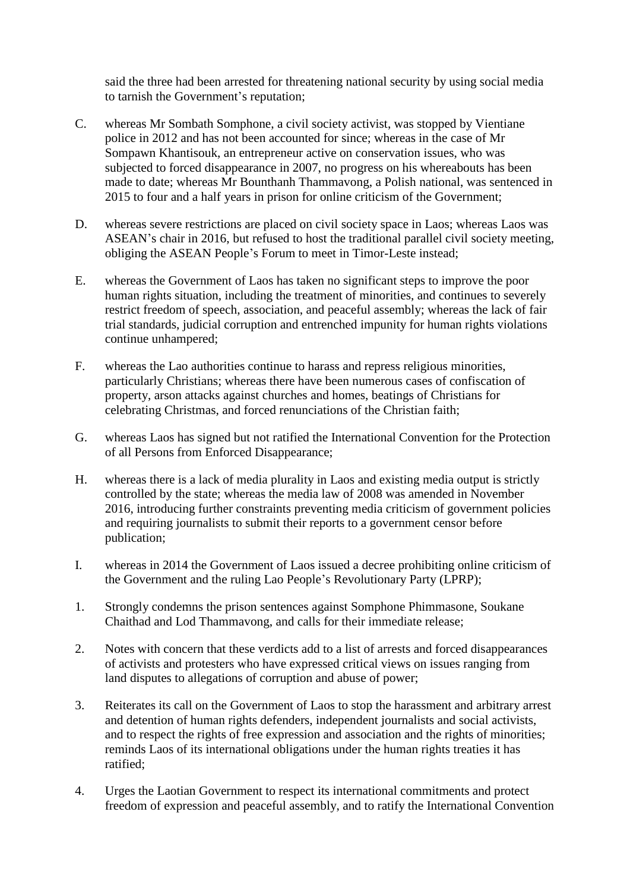said the three had been arrested for threatening national security by using social media to tarnish the Government's reputation;

C. whereas Mr Sombath Somphone, a civil society activist, was stopped by Vientiane police in 2012 and has not been accounted for since; whereas in the case of Mr Sompawn Khantisouk, an entrepreneur active on conservation issues, who was subjected to forced disappearance in 2007, no progress on his whereabouts has been made to date; whereas Mr Bounthanh Thammavong, a Polish national, was sentenced in 2015 to four and a half years in prison for online criticism of the Government;

D. whereas severe restrictions are placed on civil society space in Laos; whereas Laos was ASEAN's chair in 2016, but refused to host the traditional parallel civil society meeting, obliging the ASEAN People's Forum to meet in Timor-Leste instead;

E. whereas the Government of Laos has taken no significant steps to improve the poor human rights situation, including the treatment of minorities, and continues to severely restrict freedom of speech, association, and peaceful assembly; whereas the lack of fair trial standards, judicial corruption and entrenched impunity for human rights violations continue unhampered;

F. whereas the Lao authorities continue to harass and repress religious minorities, particularly Christians; whereas there have been numerous cases of confiscation of property, arson attacks against churches and homes, beatings of Christians for celebrating Christmas, and forced renunciations of the Christian faith;

G. whereas Laos has signed but not ratified the International Convention for the Protection of all Persons from Enforced Disappearance;

H. whereas there is a lack of media plurality in Laos and existing media output is strictly controlled by the state; whereas the media law of 2008 was amended in November 2016, introducing further constraints preventing media criticism of government policies and requiring journalists to submit their reports to a government censor before publication;

I. whereas in 2014 the Government of Laos issued a decree prohibiting online criticism of the Government and the ruling Lao People's Revolutionary Party (LPRP);

1. Strongly condemns the prison sentences against Somphone Phimmasone, Soukane Chaithad and Lod Thammavong, and calls for their immediate release;

2. Notes with concern that these verdicts add to a list of arrests and forced disappearances of activists and protesters who have expressed critical views on issues ranging from land disputes to allegations of corruption and abuse of power;

3. Reiterates its call on the Government of Laos to stop the harassment and arbitrary arrest and detention of human rights defenders, independent journalists and social activists, and to respect the rights of free expression and association and the rights of minorities; reminds Laos of its international obligations under the human rights treaties it has ratified;

4. Urges the Laotian Government to respect its international commitments and protect freedom of expression and peaceful assembly, and to ratify the International Convention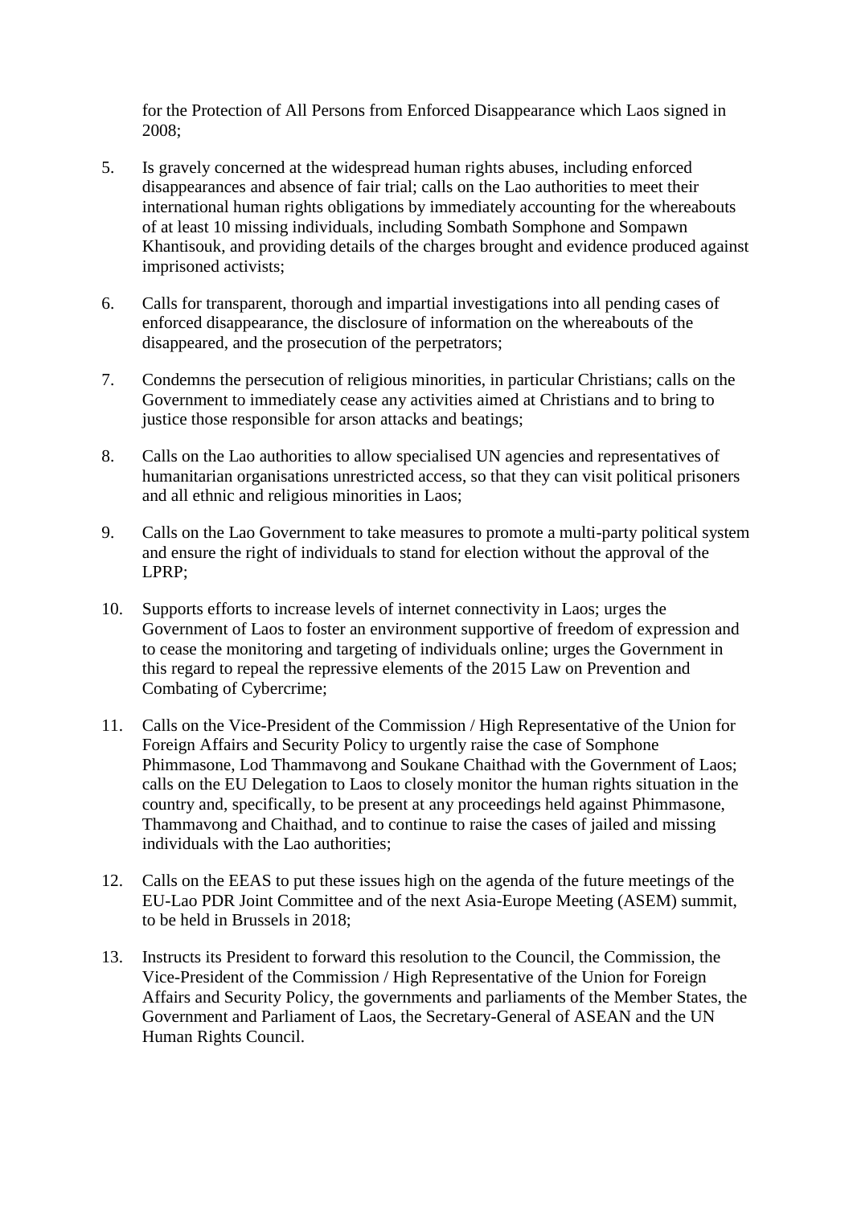for the Protection of All Persons from Enforced Disappearance which Laos signed in 2008;

5. Is gravely concerned at the widespread human rights abuses, including enforced disappearances and absence of fair trial; calls on the Lao authorities to meet their international human rights obligations by immediately accounting for the whereabouts of at least 10 missing individuals, including Sombath Somphone and Sompawn Khantisouk, and providing details of the charges brought and evidence produced against imprisoned activists;

6. Calls for transparent, thorough and impartial investigations into all pending cases of enforced disappearance, the disclosure of information on the whereabouts of the disappeared, and the prosecution of the perpetrators;

7. Condemns the persecution of religious minorities, in particular Christians; calls on the Government to immediately cease any activities aimed at Christians and to bring to justice those responsible for arson attacks and beatings;

8. Calls on the Lao authorities to allow specialised UN agencies and representatives of humanitarian organisations unrestricted access, so that they can visit political prisoners and all ethnic and religious minorities in Laos;

9. Calls on the Lao Government to take measures to promote a multi-party political system and ensure the right of individuals to stand for election without the approval of the LPRP;

10. Supports efforts to increase levels of internet connectivity in Laos; urges the Government of Laos to foster an environment supportive of freedom of expression and to cease the monitoring and targeting of individuals online; urges the Government in this regard to repeal the repressive elements of the 2015 Law on Prevention and Combating of Cybercrime;

11. Calls on the Vice-President of the Commission / High Representative of the Union for Foreign Affairs and Security Policy to urgently raise the case of Somphone Phimmasone, Lod Thammavong and Soukane Chaithad with the Government of Laos; calls on the EU Delegation to Laos to closely monitor the human rights situation in the country and, specifically, to be present at any proceedings held against Phimmasone, Thammavong and Chaithad, and to continue to raise the cases of jailed and missing individuals with the Lao authorities;

12. Calls on the EEAS to put these issues high on the agenda of the future meetings of the EU-Lao PDR Joint Committee and of the next Asia-Europe Meeting (ASEM) summit, to be held in Brussels in 2018;

13. Instructs its President to forward this resolution to the Council, the Commission, the Vice-President of the Commission / High Representative of the Union for Foreign Affairs and Security Policy, the governments and parliaments of the Member States, the Government and Parliament of Laos, the Secretary-General of ASEAN and the UN Human Rights Council.